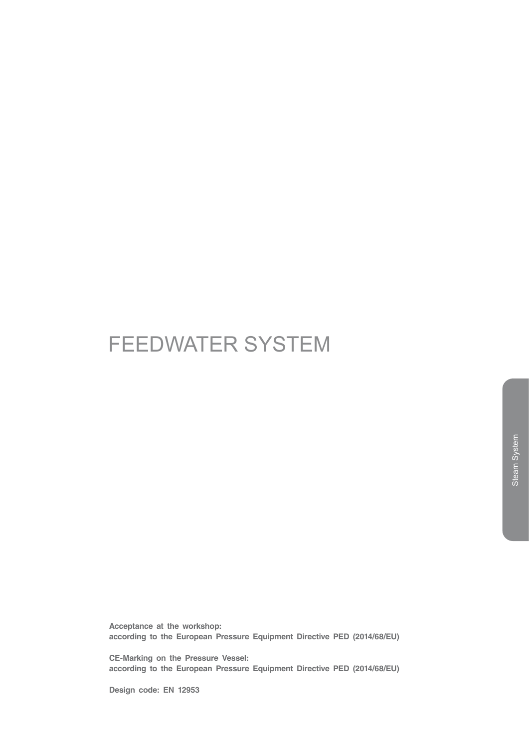# FEEDWATER SYSTEM

Steam System

**Acceptance at the workshop:**
**according to the European Pressure Equipment Directive PED (2014/68/EU)**

**CE-Marking on the Pressure Vessel:**
**according to the European Pressure Equipment Directive PED (2014/68/EU)**

**Design code: EN 12953**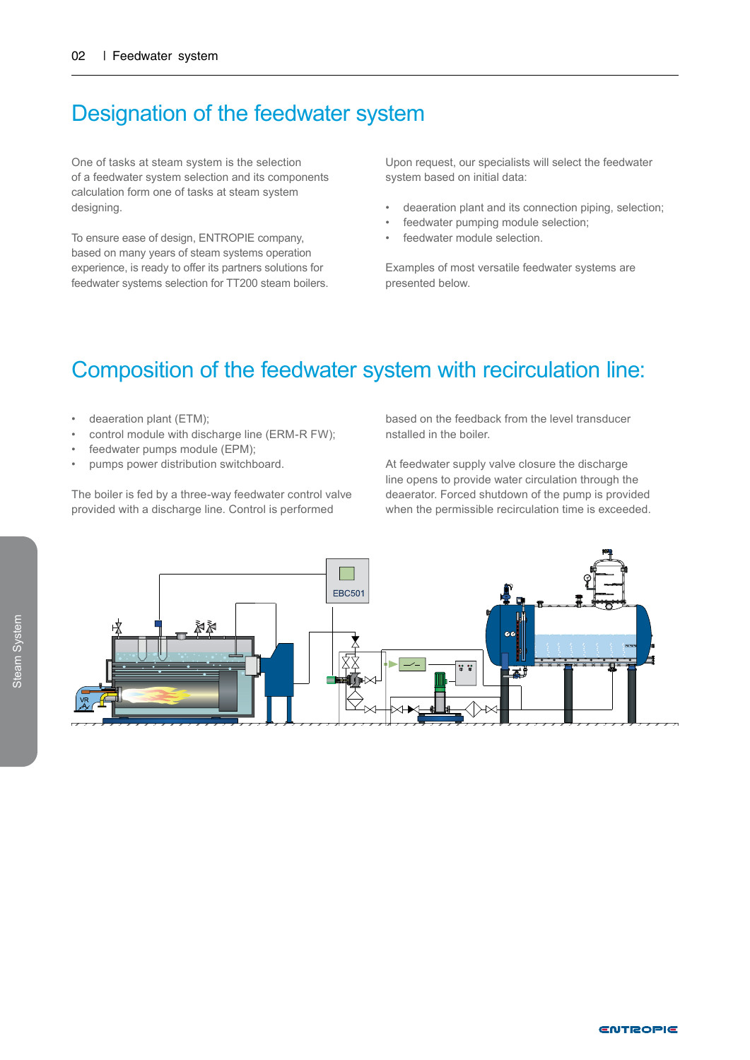# Designation of the feedwater system

One of tasks at steam system is the selection of a feedwater system selection and its components calculation form one of tasks at steam system designing.

To ensure ease of design, ENTROPIE company, based on many years of steam systems operation experience, is ready to offer its partners solutions for feedwater systems selection for TT200 steam boilers.

Upon request, our specialists will select the feedwater system based on initial data:

- deaeration plant and its connection piping, selection;
- feedwater pumping module selection;
- feedwater module selection.

Examples of most versatile feedwater systems are presented below.

# Composition of the feedwater system with recirculation line:

- deaeration plant (ETM);
- control module with discharge line (ERM-R FW);
- feedwater pumps module (EPM);
- pumps power distribution switchboard.

The boiler is fed by a three-way feedwater control valve provided with a discharge line. Control is performed based on the feedback from the level transducer nstalled in the boiler.

At feedwater supply valve closure the discharge line opens to provide water circulation through the deaerator. Forced shutdown of the pump is provided when the permissible recirculation time is exceeded.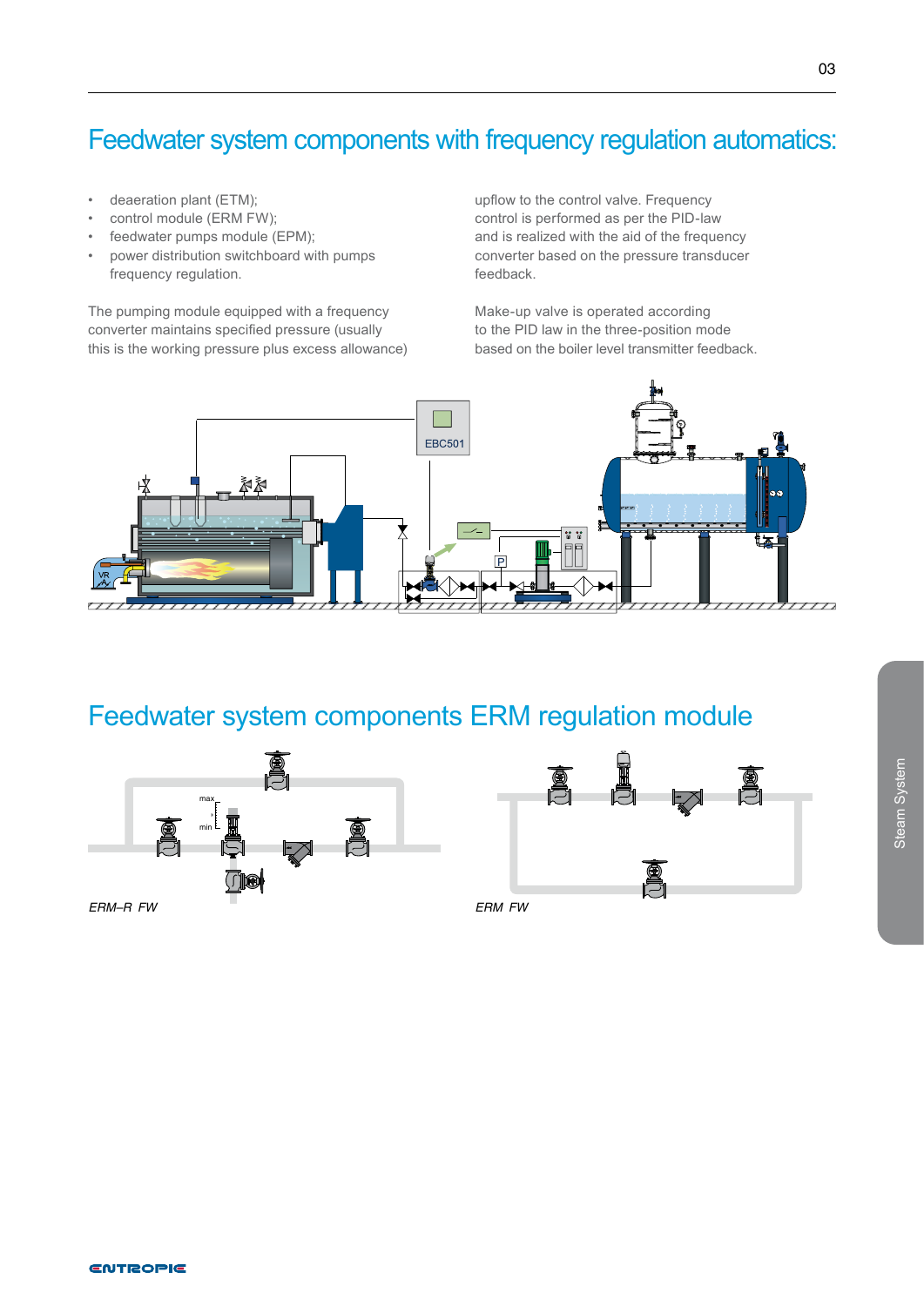# Feedwater system components with frequency regulation automatics:

- deaeration plant (ETM);
- control module (ERM FW);
- feedwater pumps module (EPM);
- power distribution switchboard with pumps frequency regulation.

The pumping module equipped with a frequency converter maintains specified pressure (usually this is the working pressure plus excess allowance) upflow to the control valve. Frequency control is performed as per the PID-law and is realized with the aid of the frequency converter based on the pressure transducer feedback.

Make-up valve is operated according to the PID law in the three-position mode based on the boiler level transmitter feedback.

# Feedwater system components ERM regulation module

ERM–R FW

ERM FW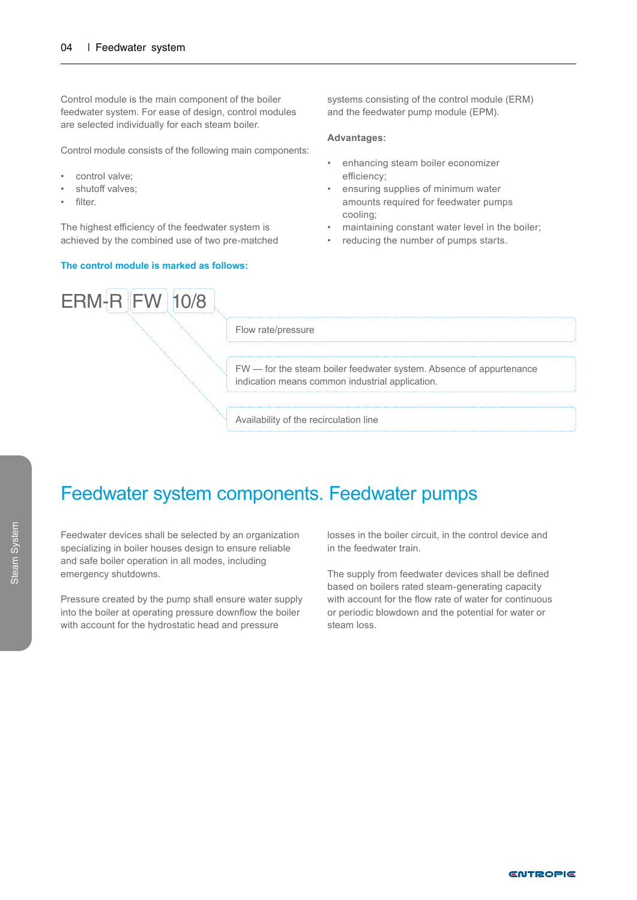Control module is the main component of the boiler feedwater system. For ease of design, control modules are selected individually for each steam boiler.

Control module consists of the following main components:

- control valve;
- shutoff valves;
- filter.

The highest efficiency of the feedwater system is achieved by the combined use of two pre-matched systems consisting of the control module (ERM) and the feedwater pump module (EPM).

**Advantages:**

- enhancing steam boiler economizer efficiency;
- ensuring supplies of minimum water amounts required for feedwater pumps cooling;
- maintaining constant water level in the boiler;
- reducing the number of pumps starts.

**The control module is marked as follows:**

ERM-R FW 10/8

- 10/8 — Flow rate/pressure
- FW — for the steam boiler feedwater system. Absence of appurtenance indication means common industrial application.
- R — Availability of the recirculation line

## Feedwater system components. Feedwater pumps

Feedwater devices shall be selected by an organization specializing in boiler houses design to ensure reliable and safe boiler operation in all modes, including emergency shutdowns.

Pressure created by the pump shall ensure water supply into the boiler at operating pressure downflow the boiler with account for the hydrostatic head and pressure losses in the boiler circuit, in the control device and in the feedwater train.

The supply from feedwater devices shall be defined based on boilers rated steam-generating capacity with account for the flow rate of water for continuous or periodic blowdown and the potential for water or steam loss.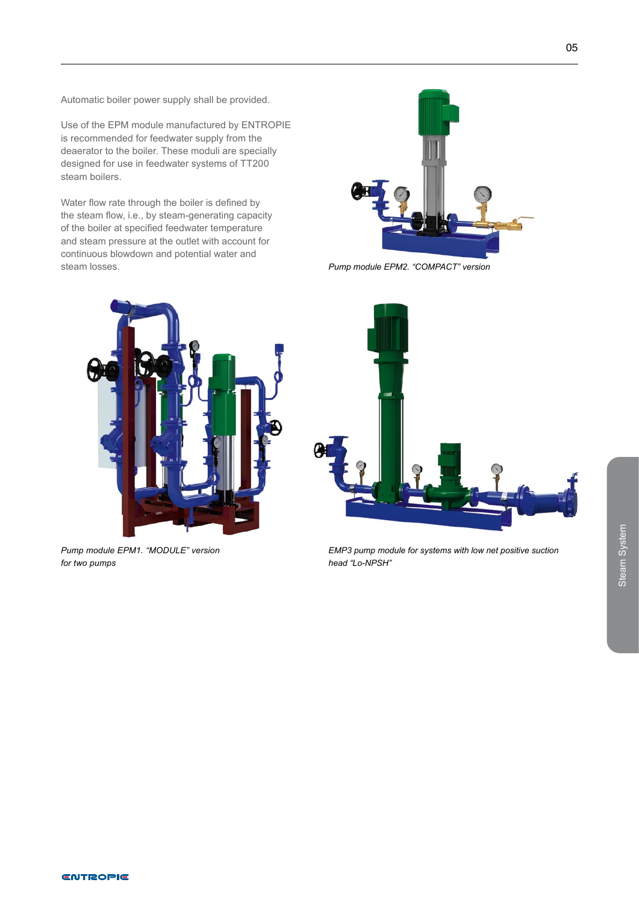Automatic boiler power supply shall be provided.

Use of the EPM module manufactured by ENTROPIE is recommended for feedwater supply from the deaerator to the boiler. These moduli are specially designed for use in feedwater systems of TT200 steam boilers.

Water flow rate through the boiler is defined by the steam flow, i.e., by steam-generating capacity of the boiler at specified feedwater temperature and steam pressure at the outlet with account for continuous blowdown and potential water and steam losses.

*Pump module EPM2. "COMPACT" version*

*Pump module EPM1. "MODULE" version for two pumps*

*EMP3 pump module for systems with low net positive suction head "Lo-NPSH"*